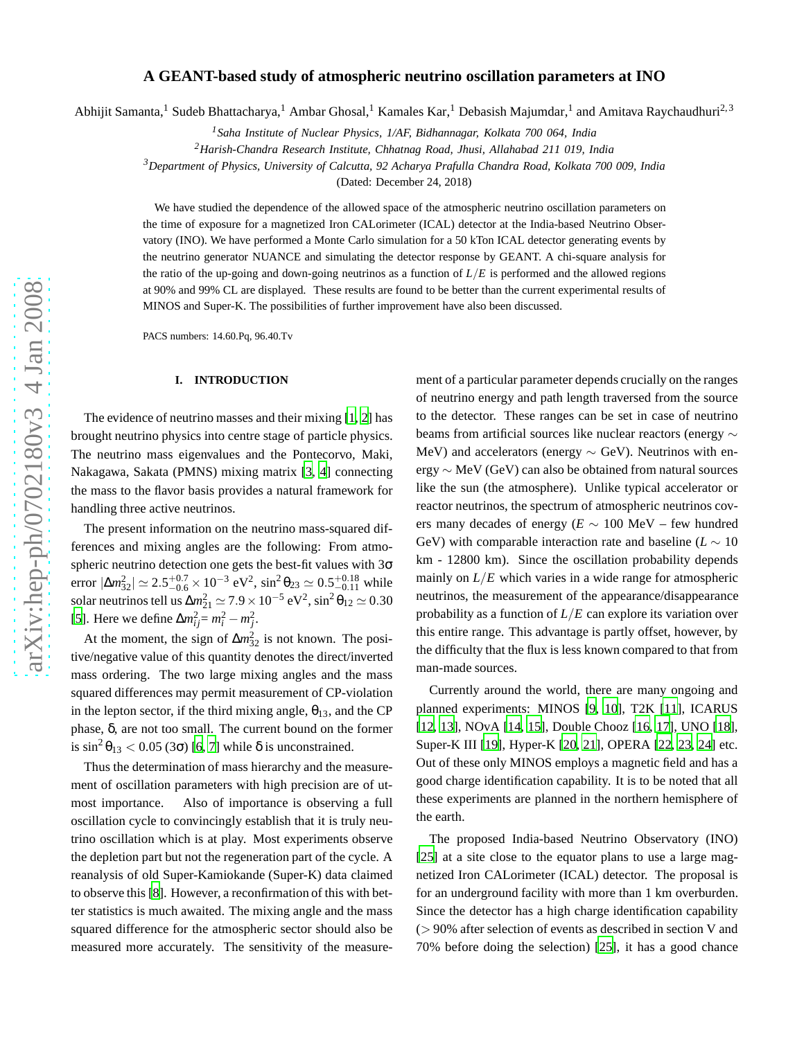# A GEANT-based study of atmospheric neutrino oscillation parameters at INO

Abhijit Samanta,[1] Sudeb Bhattacharya,[1] Ambar Ghosal,[1] Kamales Kar,[1] Debasish Majumdar,[1] and Amitava Raychaudhuri[2,3]

[1]*Saha Institute of Nuclear Physics, 1/AF, Bidhannagar, Kolkata 700 064, India*

[2]*Harish-Chandra Research Institute, Chhatnag Road, Jhusi, Allahabad 211 019, India*

[3]*Department of Physics, University of Calcutta, 92 Acharya Prafulla Chandra Road, Kolkata 700 009, India*

(Dated: December 24, 2018)

We have studied the dependence of the allowed space of the atmospheric neutrino oscillation parameters on the time of exposure for a magnetized Iron CALorimeter (ICAL) detector at the India-based Neutrino Observatory (INO). We have performed a Monte Carlo simulation for a 50 kTon ICAL detector generating events by the neutrino generator NUANCE and simulating the detector response by GEANT. A chi-square analysis for the ratio of the up-going and down-going neutrinos as a function of $L/E$ is performed and the allowed regions at 90% and 99% CL are displayed. These results are found to be better than the current experimental results of MINOS and Super-K. The possibilities of further improvement have also been discussed.

PACS numbers: 14.60.Pq, 96.40.Tv

## I. INTRODUCTION

The evidence of neutrino masses and their mixing [1, 2] has brought neutrino physics into centre stage of particle physics. The neutrino mass eigenvalues and the Pontecorvo, Maki, Nakagawa, Sakata (PMNS) mixing matrix [3, 4] connecting the mass to the flavor basis provides a natural framework for handling three active neutrinos.

The present information on the neutrino mass-squared differences and mixing angles are the following: From atmospheric neutrino detection one gets the best-fit values with $3\sigma$ error $|\Delta m^2_{32}| \simeq 2.5^{+0.7}_{-0.6} \times 10^{-3}$ eV$^2$, $\sin^2\theta_{23} \simeq 0.5^{+0.18}_{-0.11}$ while solar neutrinos tell us $\Delta m^2_{21} \simeq 7.9 \times 10^{-5}$ eV$^2$, $\sin^2\theta_{12} \simeq 0.30$ [5]. Here we define $\Delta m^2_{ij} = m^2_i - m^2_j$.

At the moment, the sign of $\Delta m^2_{32}$ is not known. The positive/negative value of this quantity denotes the direct/inverted mass ordering. The two large mixing angles and the mass squared differences may permit measurement of CP-violation in the lepton sector, if the third mixing angle, $\theta_{13}$, and the CP phase, $\delta$, are not too small. The current bound on the former is $\sin^2\theta_{13} < 0.05$ ($3\sigma$) [6, 7] while $\delta$ is unconstrained.

Thus the determination of mass hierarchy and the measurement of oscillation parameters with high precision are of utmost importance. Also of importance is observing a full oscillation cycle to convincingly establish that it is truly neutrino oscillation which is at play. Most experiments observe the depletion part but not the regeneration part of the cycle. A reanalysis of old Super-Kamiokande (Super-K) data claimed to observe this [8]. However, a reconfirmation of this with better statistics is much awaited. The mixing angle and the mass squared difference for the atmospheric sector should also be measured more accurately. The sensitivity of the measurement of a particular parameter depends crucially on the ranges of neutrino energy and path length traversed from the source to the detector. These ranges can be set in case of neutrino beams from artificial sources like nuclear reactors (energy $\sim$ MeV) and accelerators (energy $\sim$ GeV). Neutrinos with energy $\sim$ MeV (GeV) can also be obtained from natural sources like the sun (the atmosphere). Unlike typical accelerator or reactor neutrinos, the spectrum of atmospheric neutrinos covers many decades of energy ($E \sim$ 100 MeV – few hundred GeV) with comparable interaction rate and baseline ($L \sim$ 10 km - 12800 km). Since the oscillation probability depends mainly on $L/E$ which varies in a wide range for atmospheric neutrinos, the measurement of the appearance/disappearance probability as a function of $L/E$ can explore its variation over this entire range. This advantage is partly offset, however, by the difficulty that the flux is less known compared to that from man-made sources.

Currently around the world, there are many ongoing and planned experiments: MINOS [9, 10], T2K [11], ICARUS [12, 13], NOvA [14, 15], Double Chooz [16, 17], UNO [18], Super-K III [19], Hyper-K [20, 21], OPERA [22, 23, 24] etc. Out of these only MINOS employs a magnetic field and has a good charge identification capability. It is to be noted that all these experiments are planned in the northern hemisphere of the earth.

The proposed India-based Neutrino Observatory (INO) [25] at a site close to the equator plans to use a large magnetized Iron CALorimeter (ICAL) detector. The proposal is for an underground facility with more than 1 km overburden. Since the detector has a high charge identification capability ($>$ 90% after selection of events as described in section V and 70% before doing the selection) [25], it has a good chance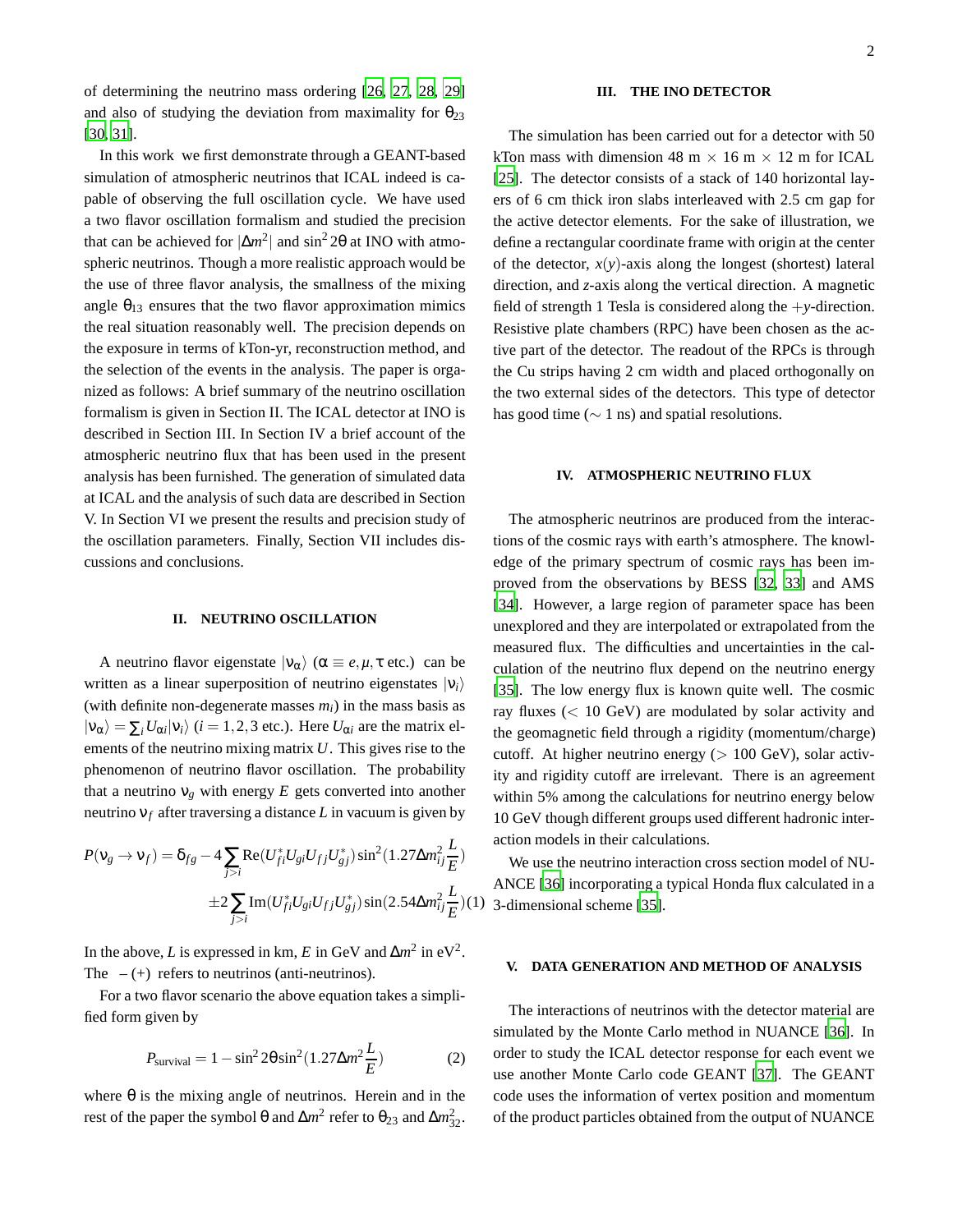of determining the neutrino mass ordering [26, 27, 28, 29] and also of studying the deviation from maximality for $\theta_{23}$ [30, 31].

In this work we first demonstrate through a GEANT-based simulation of atmospheric neutrinos that ICAL indeed is capable of observing the full oscillation cycle. We have used a two flavor oscillation formalism and studied the precision that can be achieved for $|\Delta m^2|$ and $\sin^2 2\theta$ at INO with atmospheric neutrinos. Though a more realistic approach would be the use of three flavor analysis, the smallness of the mixing angle $\theta_{13}$ ensures that the two flavor approximation mimics the real situation reasonably well. The precision depends on the exposure in terms of kTon-yr, reconstruction method, and the selection of the events in the analysis. The paper is organized as follows: A brief summary of the neutrino oscillation formalism is given in Section II. The ICAL detector at INO is described in Section III. In Section IV a brief account of the atmospheric neutrino flux that has been used in the present analysis has been furnished. The generation of simulated data at ICAL and the analysis of such data are described in Section V. In Section VI we present the results and precision study of the oscillation parameters. Finally, Section VII includes discussions and conclusions.

## II. NEUTRINO OSCILLATION

A neutrino flavor eigenstate $|\nu_\alpha\rangle$ ($\alpha \equiv e, \mu, \tau$ etc.) can be written as a linear superposition of neutrino eigenstates $|\nu_i\rangle$ (with definite non-degenerate masses $m_i$) in the mass basis as $|\nu_\alpha\rangle = \sum_i U_{\alpha i}|\nu_i\rangle$ ($i = 1, 2, 3$ etc.). Here $U_{\alpha i}$ are the matrix elements of the neutrino mixing matrix $U$. This gives rise to the phenomenon of neutrino flavor oscillation. The probability that a neutrino $\nu_g$ with energy $E$ gets converted into another neutrino $\nu_f$ after traversing a distance $L$ in vacuum is given by

$$P(\nu_g \to \nu_f) = \delta_{fg} - 4\sum_{j>i} \mathrm{Re}(U^*_{fi}U_{gi}U_{fj}U^*_{gj})\sin^2(1.27\Delta m^2_{ij}\frac{L}{E}) \pm 2\sum_{j>i} \mathrm{Im}(U^*_{fi}U_{gi}U_{fj}U^*_{gj})\sin(2.54\Delta m^2_{ij}\frac{L}{E}) \quad (1)$$

In the above, $L$ is expressed in km, $E$ in GeV and $\Delta m^2$ in eV$^2$. The $-(+)$ refers to neutrinos (anti-neutrinos).

For a two flavor scenario the above equation takes a simplified form given by

$$P_{\mathrm{survival}} = 1 - \sin^2 2\theta \sin^2(1.27\Delta m^2 \frac{L}{E}) \quad (2)$$

where $\theta$ is the mixing angle of neutrinos. Herein and in the rest of the paper the symbol $\theta$ and $\Delta m^2$ refer to $\theta_{23}$ and $\Delta m^2_{32}$.

## III. THE INO DETECTOR

The simulation has been carried out for a detector with 50 kTon mass with dimension 48 m $\times$ 16 m $\times$ 12 m for ICAL [25]. The detector consists of a stack of 140 horizontal layers of 6 cm thick iron slabs interleaved with 2.5 cm gap for the active detector elements. For the sake of illustration, we define a rectangular coordinate frame with origin at the center of the detector, $x(y)$-axis along the longest (shortest) lateral direction, and $z$-axis along the vertical direction. A magnetic field of strength 1 Tesla is considered along the $+y$-direction. Resistive plate chambers (RPC) have been chosen as the active part of the detector. The readout of the RPCs is through the Cu strips having 2 cm width and placed orthogonally on the two external sides of the detectors. This type of detector has good time ($\sim$ 1 ns) and spatial resolutions.

## IV. ATMOSPHERIC NEUTRINO FLUX

The atmospheric neutrinos are produced from the interactions of the cosmic rays with earth's atmosphere. The knowledge of the primary spectrum of cosmic rays has been improved from the observations by BESS [32, 33] and AMS [34]. However, a large region of parameter space has been unexplored and they are interpolated or extrapolated from the measured flux. The difficulties and uncertainties in the calculation of the neutrino flux depend on the neutrino energy [35]. The low energy flux is known quite well. The cosmic ray fluxes ($<$ 10 GeV) are modulated by solar activity and the geomagnetic field through a rigidity (momentum/charge) cutoff. At higher neutrino energy ($>$ 100 GeV), solar activity and rigidity cutoff are irrelevant. There is an agreement within 5% among the calculations for neutrino energy below 10 GeV though different groups used different hadronic interaction models in their calculations.

We use the neutrino interaction cross section model of NUANCE [36] incorporating a typical Honda flux calculated in a 3-dimensional scheme [35].

## V. DATA GENERATION AND METHOD OF ANALYSIS

The interactions of neutrinos with the detector material are simulated by the Monte Carlo method in NUANCE [36]. In order to study the ICAL detector response for each event we use another Monte Carlo code GEANT [37]. The GEANT code uses the information of vertex position and momentum of the product particles obtained from the output of NUANCE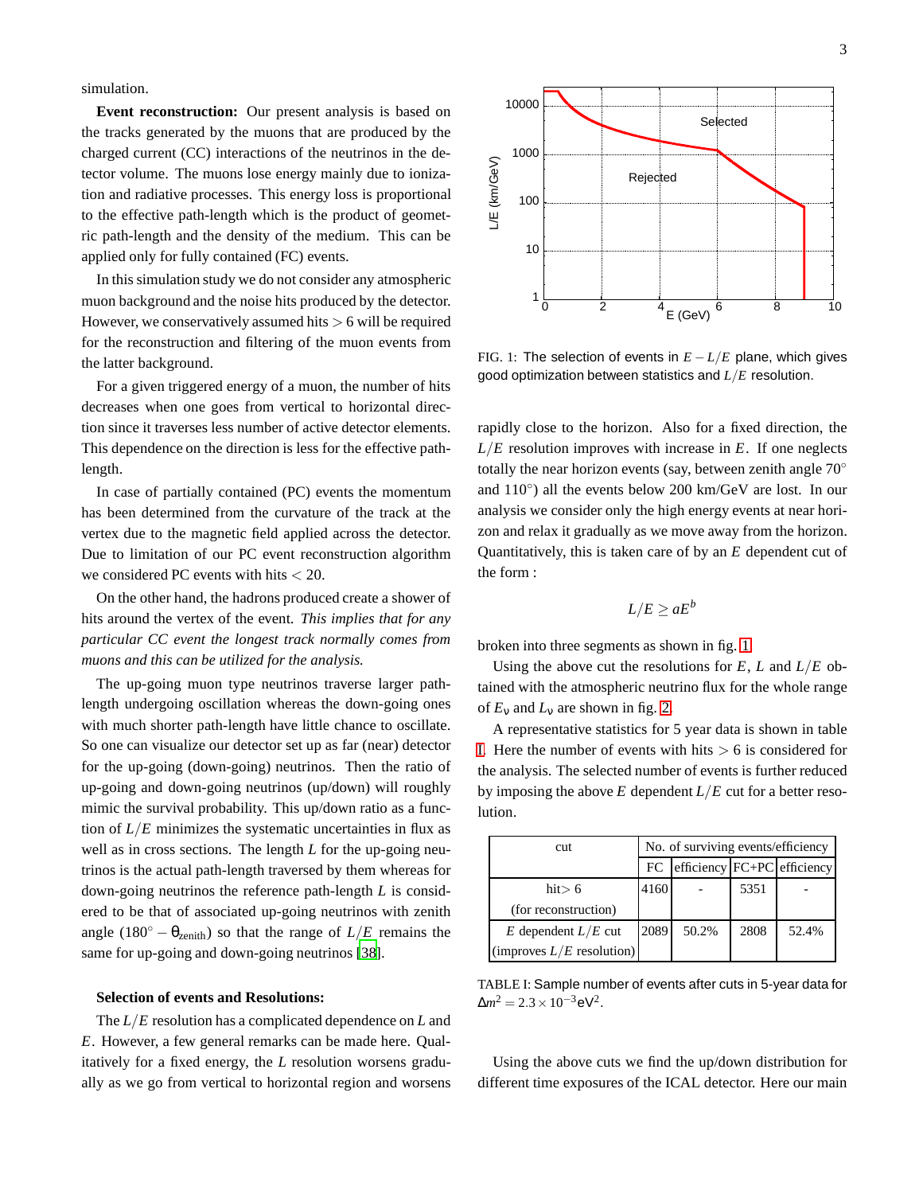simulation.

**Event reconstruction:** Our present analysis is based on the tracks generated by the muons that are produced by the charged current (CC) interactions of the neutrinos in the detector volume. The muons lose energy mainly due to ionization and radiative processes. This energy loss is proportional to the effective path-length which is the product of geometric path-length and the density of the medium. This can be applied only for fully contained (FC) events.

In this simulation study we do not consider any atmospheric muon background and the noise hits produced by the detector. However, we conservatively assumed hits $> 6$ will be required for the reconstruction and filtering of the muon events from the latter background.

For a given triggered energy of a muon, the number of hits decreases when one goes from vertical to horizontal direction since it traverses less number of active detector elements. This dependence on the direction is less for the effective path-length.

In case of partially contained (PC) events the momentum has been determined from the curvature of the track at the vertex due to the magnetic field applied across the detector. Due to limitation of our PC event reconstruction algorithm we considered PC events with hits $< 20$.

On the other hand, the hadrons produced create a shower of hits around the vertex of the event. *This implies that for any particular CC event the longest track normally comes from muons and this can be utilized for the analysis.*

The up-going muon type neutrinos traverse larger path-length undergoing oscillation whereas the down-going ones with much shorter path-length have little chance to oscillate. So one can visualize our detector set up as far (near) detector for the up-going (down-going) neutrinos. Then the ratio of up-going and down-going neutrinos (up/down) will roughly mimic the survival probability. This up/down ratio as a function of $L/E$ minimizes the systematic uncertainties in flux as well as in cross sections. The length $L$ for the up-going neutrinos is the actual path-length traversed by them whereas for down-going neutrinos the reference path-length $L$ is considered to be that of associated up-going neutrinos with zenith angle $(180^\circ - \theta_{\rm zenith})$ so that the range of $L/E$ remains the same for up-going and down-going neutrinos [38].

### Selection of events and Resolutions:

The $L/E$ resolution has a complicated dependence on $L$ and $E$. However, a few general remarks can be made here. Qualitatively for a fixed energy, the $L$ resolution worsens gradually as we go from vertical to horizontal region and worsens rapidly close to the horizon. Also for a fixed direction, the $L/E$ resolution improves with increase in $E$. If one neglects totally the near horizon events (say, between zenith angle $70^\circ$ and $110^\circ$) all the events below 200 km/GeV are lost. In our analysis we consider only the high energy events at near horizon and relax it gradually as we move away from the horizon. Quantitatively, this is taken care of by an $E$ dependent cut of the form :

$$L/E \geq aE^b$$

broken into three segments as shown in fig. 1.

L/E (km/GeV)
10000
1000
100
10
1
0
2
4
6
8
10
E (GeV)
Selected
Rejected

FIG. 1: The selection of events in $E - L/E$ plane, which gives good optimization between statistics and $L/E$ resolution.

Using the above cut the resolutions for $E$, $L$ and $L/E$ obtained with the atmospheric neutrino flux for the whole range of $E_\nu$ and $L_\nu$ are shown in fig. 2.

A representative statistics for 5 year data is shown in table I. Here the number of events with hits $> 6$ is considered for the analysis. The selected number of events is further reduced by imposing the above $E$ dependent $L/E$ cut for a better resolution.

| cut | No. of surviving events/efficiency | | | |
|---|---|---|---|---|
| | FC | efficiency | FC+PC | efficiency |
| hit$> 6$ (for reconstruction) | 4160 | - | 5351 | - |
| $E$ dependent $L/E$ cut (improves $L/E$ resolution) | 2089 | 50.2% | 2808 | 52.4% |

TABLE I: Sample number of events after cuts in 5-year data for $\Delta m^2 = 2.3 \times 10^{-3}$eV$^2$.

Using the above cuts we find the up/down distribution for different time exposures of the ICAL detector. Here our main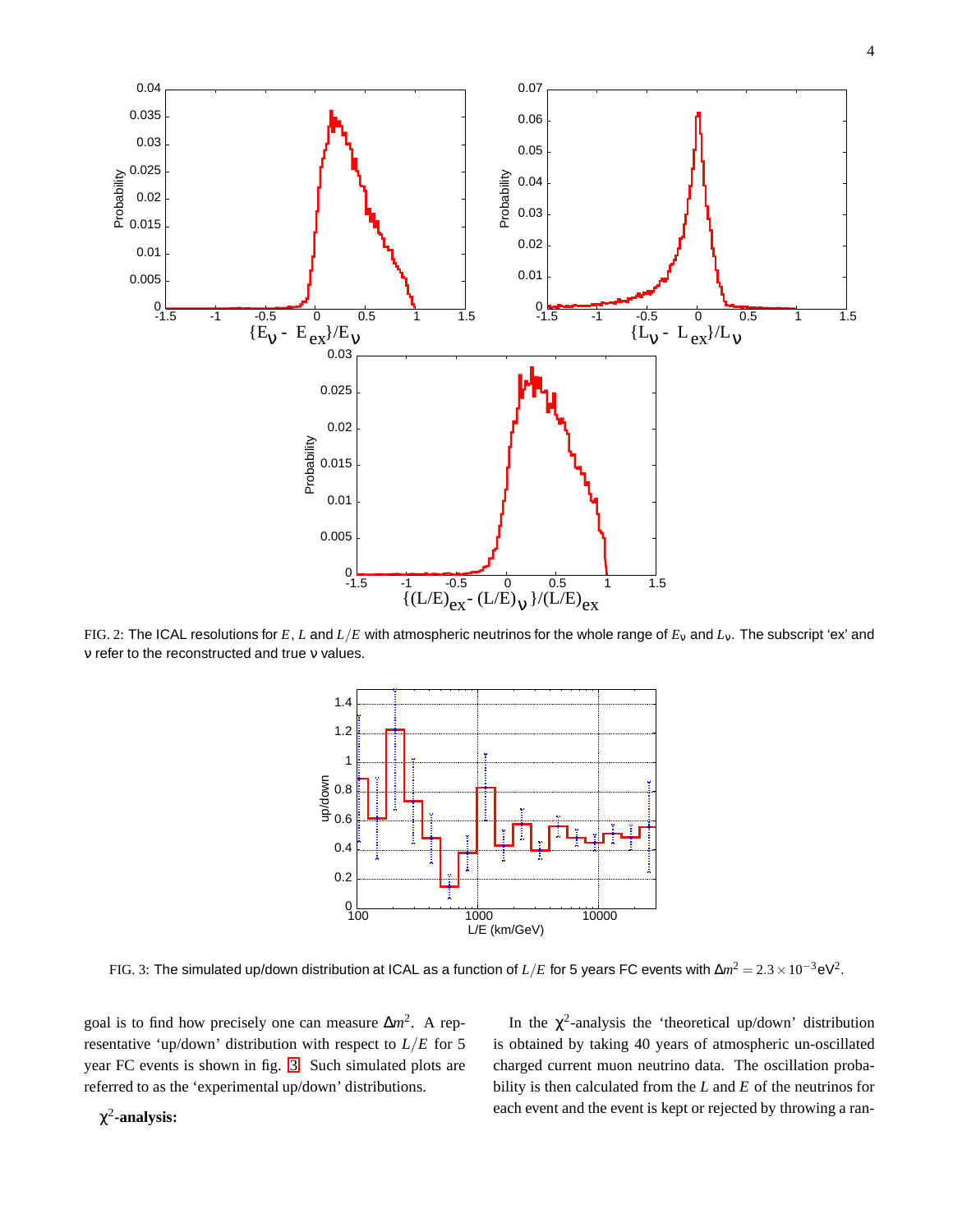FIG. 2: The ICAL resolutions for $E$, $L$ and $L/E$ with atmospheric neutrinos for the whole range of $E_\nu$ and $L_\nu$. The subscript 'ex' and $\nu$ refer to the reconstructed and true $\nu$ values.

FIG. 3: The simulated up/down distribution at ICAL as a function of $L/E$ for 5 years FC events with $\Delta m^2 = 2.3 \times 10^{-3}$eV$^2$.

goal is to find how precisely one can measure $\Delta m^2$. A representative 'up/down' distribution with respect to $L/E$ for 5 year FC events is shown in fig. 3. Such simulated plots are referred to as the 'experimental up/down' distributions.

**$\chi^2$-analysis:**

In the $\chi^2$-analysis the 'theoretical up/down' distribution is obtained by taking 40 years of atmospheric un-oscillated charged current muon neutrino data. The oscillation probability is then calculated from the $L$ and $E$ of the neutrinos for each event and the event is kept or rejected by throwing a ran-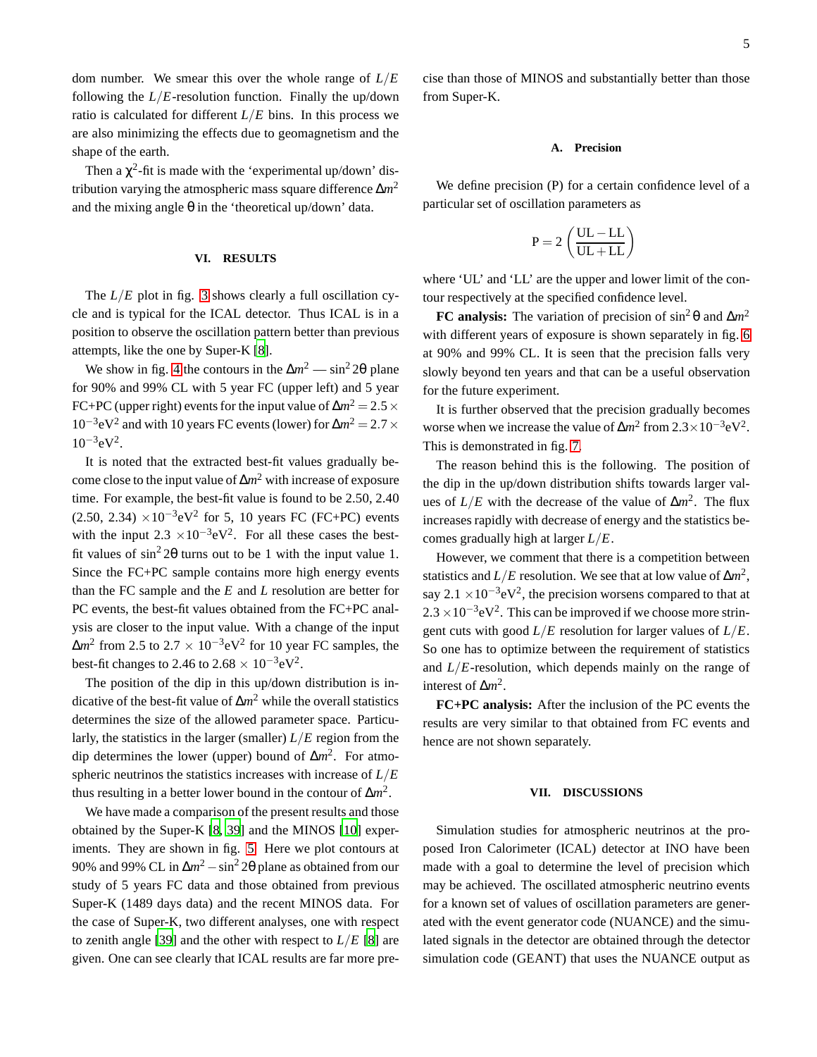dom number. We smear this over the whole range of $L/E$ following the $L/E$-resolution function. Finally the up/down ratio is calculated for different $L/E$ bins. In this process we are also minimizing the effects due to geomagnetism and the shape of the earth.

Then a $\chi^2$-fit is made with the 'experimental up/down' distribution varying the atmospheric mass square difference $\Delta m^2$ and the mixing angle $\theta$ in the 'theoretical up/down' data.

## VI. RESULTS

The $L/E$ plot in fig. 3 shows clearly a full oscillation cycle and is typical for the ICAL detector. Thus ICAL is in a position to observe the oscillation pattern better than previous attempts, like the one by Super-K [8].

We show in fig. 4 the contours in the $\Delta m^2$ — $\sin^2 2\theta$ plane for 90% and 99% CL with 5 year FC (upper left) and 5 year FC+PC (upper right) events for the input value of $\Delta m^2 = 2.5 \times 10^{-3}$eV$^2$ and with 10 years FC events (lower) for $\Delta m^2 = 2.7 \times 10^{-3}$eV$^2$.

It is noted that the extracted best-fit values gradually become close to the input value of $\Delta m^2$ with increase of exposure time. For example, the best-fit value is found to be 2.50, 2.40 (2.50, 2.34) $\times 10^{-3}$eV$^2$ for 5, 10 years FC (FC+PC) events with the input 2.3 $\times 10^{-3}$eV$^2$. For all these cases the best-fit values of $\sin^2 2\theta$ turns out to be 1 with the input value 1. Since the FC+PC sample contains more high energy events than the FC sample and the $E$ and $L$ resolution are better for PC events, the best-fit values obtained from the FC+PC analysis are closer to the input value. With a change of the input $\Delta m^2$ from 2.5 to 2.7 $\times$ $10^{-3}$eV$^2$ for 10 year FC samples, the best-fit changes to 2.46 to 2.68 $\times$ $10^{-3}$eV$^2$.

The position of the dip in this up/down distribution is indicative of the best-fit value of $\Delta m^2$ while the overall statistics determines the size of the allowed parameter space. Particularly, the statistics in the larger (smaller) $L/E$ region from the dip determines the lower (upper) bound of $\Delta m^2$. For atmospheric neutrinos the statistics increases with increase of $L/E$ thus resulting in a better lower bound in the contour of $\Delta m^2$.

We have made a comparison of the present results and those obtained by the Super-K [8, 39] and the MINOS [10] experiments. They are shown in fig. 5. Here we plot contours at 90% and 99% CL in $\Delta m^2 - \sin^2 2\theta$ plane as obtained from our study of 5 years FC data and those obtained from previous Super-K (1489 days data) and the recent MINOS data. For the case of Super-K, two different analyses, one with respect to zenith angle [39] and the other with respect to $L/E$ [8] are given. One can see clearly that ICAL results are far more precise than those of MINOS and substantially better than those from Super-K.

### A. Precision

We define precision (P) for a certain confidence level of a particular set of oscillation parameters as

$$\mathrm{P} = 2\left(\frac{\mathrm{UL}-\mathrm{LL}}{\mathrm{UL}+\mathrm{LL}}\right)$$

where 'UL' and 'LL' are the upper and lower limit of the contour respectively at the specified confidence level.

**FC analysis:** The variation of precision of $\sin^2\theta$ and $\Delta m^2$ with different years of exposure is shown separately in fig. 6 at 90% and 99% CL. It is seen that the precision falls very slowly beyond ten years and that can be a useful observation for the future experiment.

It is further observed that the precision gradually becomes worse when we increase the value of $\Delta m^2$ from $2.3\times10^{-3}$eV$^2$. This is demonstrated in fig. 7.

The reason behind this is the following. The position of the dip in the up/down distribution shifts towards larger values of $L/E$ with the decrease of the value of $\Delta m^2$. The flux increases rapidly with decrease of energy and the statistics becomes gradually high at larger $L/E$.

However, we comment that there is a competition between statistics and $L/E$ resolution. We see that at low value of $\Delta m^2$, say 2.1 $\times 10^{-3}$eV$^2$, the precision worsens compared to that at $2.3\times10^{-3}$eV$^2$. This can be improved if we choose more stringent cuts with good $L/E$ resolution for larger values of $L/E$. So one has to optimize between the requirement of statistics and $L/E$-resolution, which depends mainly on the range of interest of $\Delta m^2$.

**FC+PC analysis:** After the inclusion of the PC events the results are very similar to that obtained from FC events and hence are not shown separately.

## VII. DISCUSSIONS

Simulation studies for atmospheric neutrinos at the proposed Iron Calorimeter (ICAL) detector at INO have been made with a goal to determine the level of precision which may be achieved. The oscillated atmospheric neutrino events for a known set of values of oscillation parameters are generated with the event generator code (NUANCE) and the simulated signals in the detector are obtained through the detector simulation code (GEANT) that uses the NUANCE output as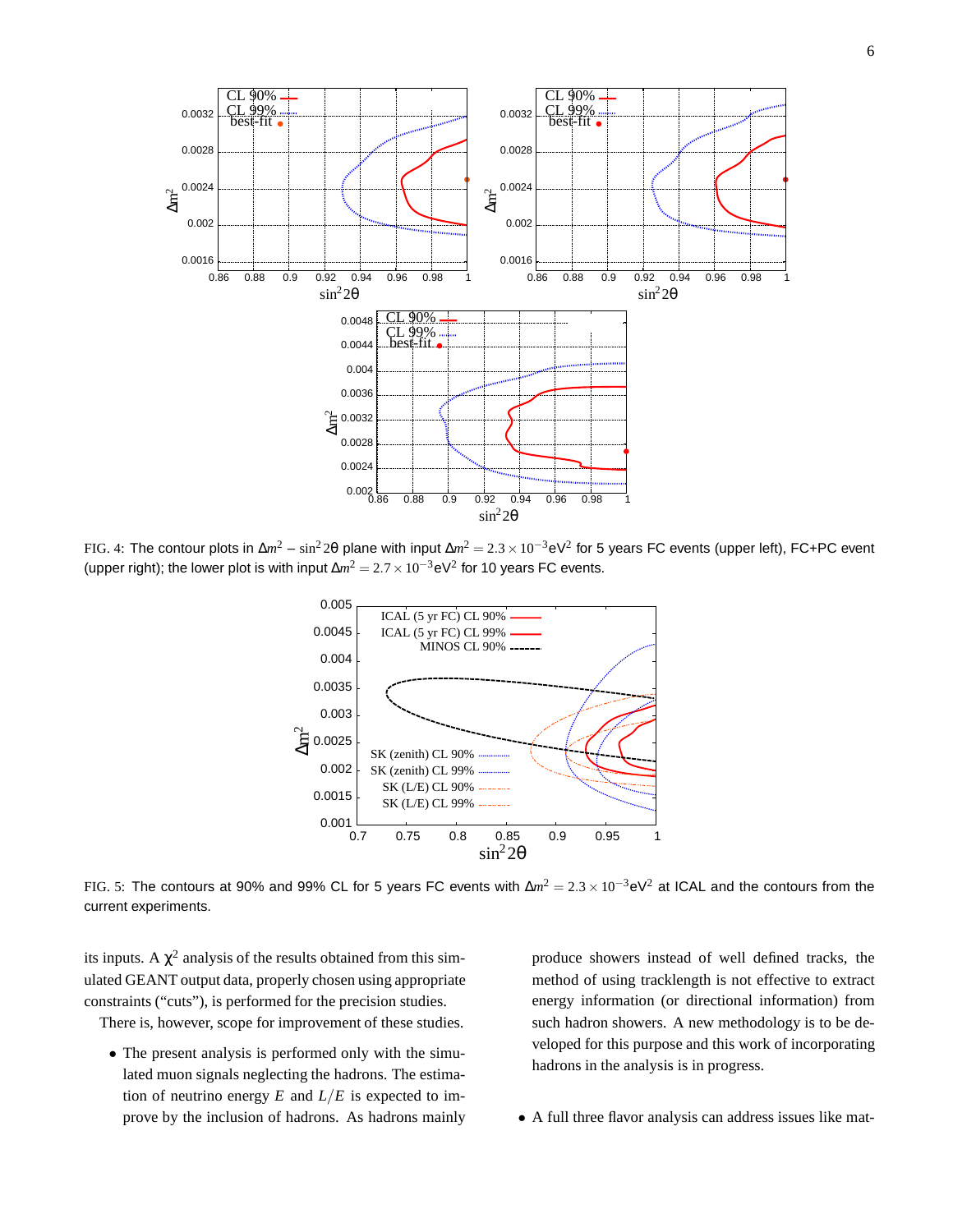FIG. 4: The contour plots in $\Delta m^2 - \sin^2 2\theta$ plane with input $\Delta m^2 = 2.3 \times 10^{-3}$eV$^2$ for 5 years FC events (upper left), FC+PC event (upper right); the lower plot is with input $\Delta m^2 = 2.7 \times 10^{-3}$eV$^2$ for 10 years FC events.

FIG. 5: The contours at 90% and 99% CL for 5 years FC events with $\Delta m^2 = 2.3 \times 10^{-3}$eV$^2$ at ICAL and the contours from the current experiments.

its inputs. A $\chi^2$ analysis of the results obtained from this simulated GEANT output data, properly chosen using appropriate constraints ("cuts"), is performed for the precision studies.

There is, however, scope for improvement of these studies.

- The present analysis is performed only with the simulated muon signals neglecting the hadrons. The estimation of neutrino energy $E$ and $L/E$ is expected to improve by the inclusion of hadrons. As hadrons mainly produce showers instead of well defined tracks, the method of using tracklength is not effective to extract energy information (or directional information) from such hadron showers. A new methodology is to be developed for this purpose and this work of incorporating hadrons in the analysis is in progress.

- A full three flavor analysis can address issues like mat-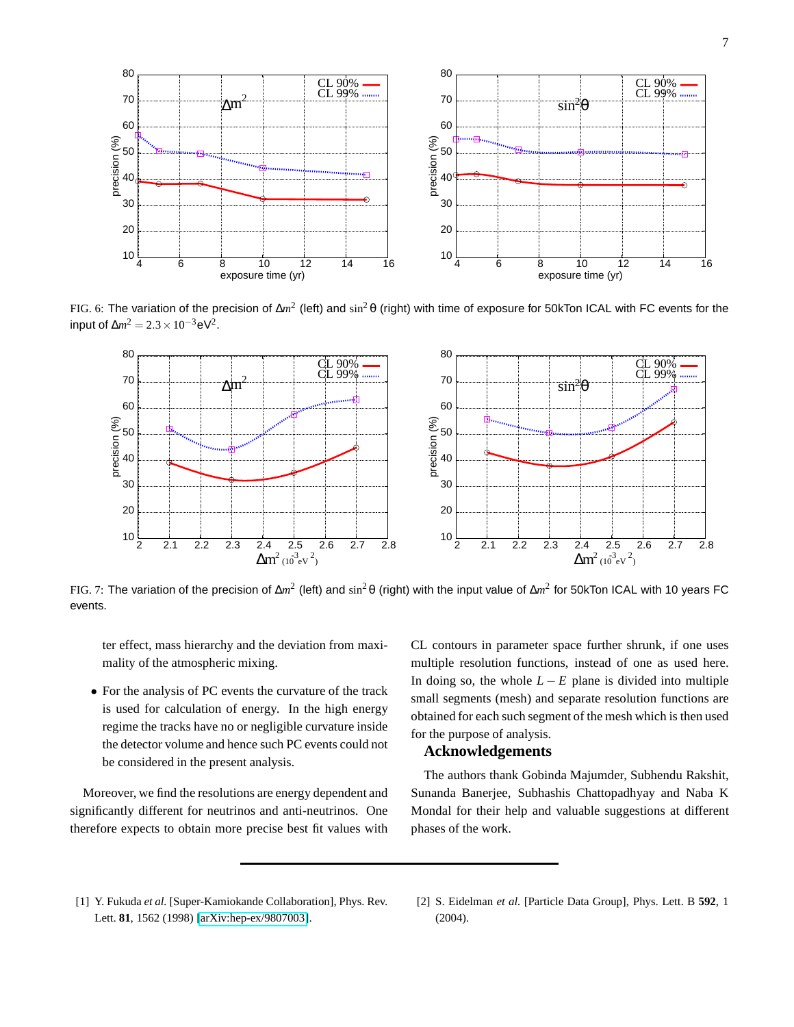FIG. 6: The variation of the precision of $\Delta m^2$ (left) and $\sin^2\theta$ (right) with time of exposure for 50kTon ICAL with FC events for the input of $\Delta m^2 = 2.3\times10^{-3}$eV$^2$.

FIG. 7: The variation of the precision of $\Delta m^2$ (left) and $\sin^2\theta$ (right) with the input value of $\Delta m^2$ for 50kTon ICAL with 10 years FC events.

ter effect, mass hierarchy and the deviation from maximality of the atmospheric mixing.

- For the analysis of PC events the curvature of the track is used for calculation of energy. In the high energy regime the tracks have no or negligible curvature inside the detector volume and hence such PC events could not be considered in the present analysis.

Moreover, we find the resolutions are energy dependent and significantly different for neutrinos and anti-neutrinos. One therefore expects to obtain more precise best fit values with CL contours in parameter space further shrunk, if one uses multiple resolution functions, instead of one as used here. In doing so, the whole $L-E$ plane is divided into multiple small segments (mesh) and separate resolution functions are obtained for each such segment of the mesh which is then used for the purpose of analysis.

## Acknowledgements

The authors thank Gobinda Majumder, Subhendu Rakshit, Sunanda Banerjee, Subhashis Chattopadhyay and Naba K Mondal for their help and valuable suggestions at different phases of the work.

---

[1] Y. Fukuda *et al.* [Super-Kamiokande Collaboration], Phys. Rev. Lett. **81**, 1562 (1998) [arXiv:hep-ex/9807003].

[2] S. Eidelman *et al.* [Particle Data Group], Phys. Lett. B **592**, 1 (2004).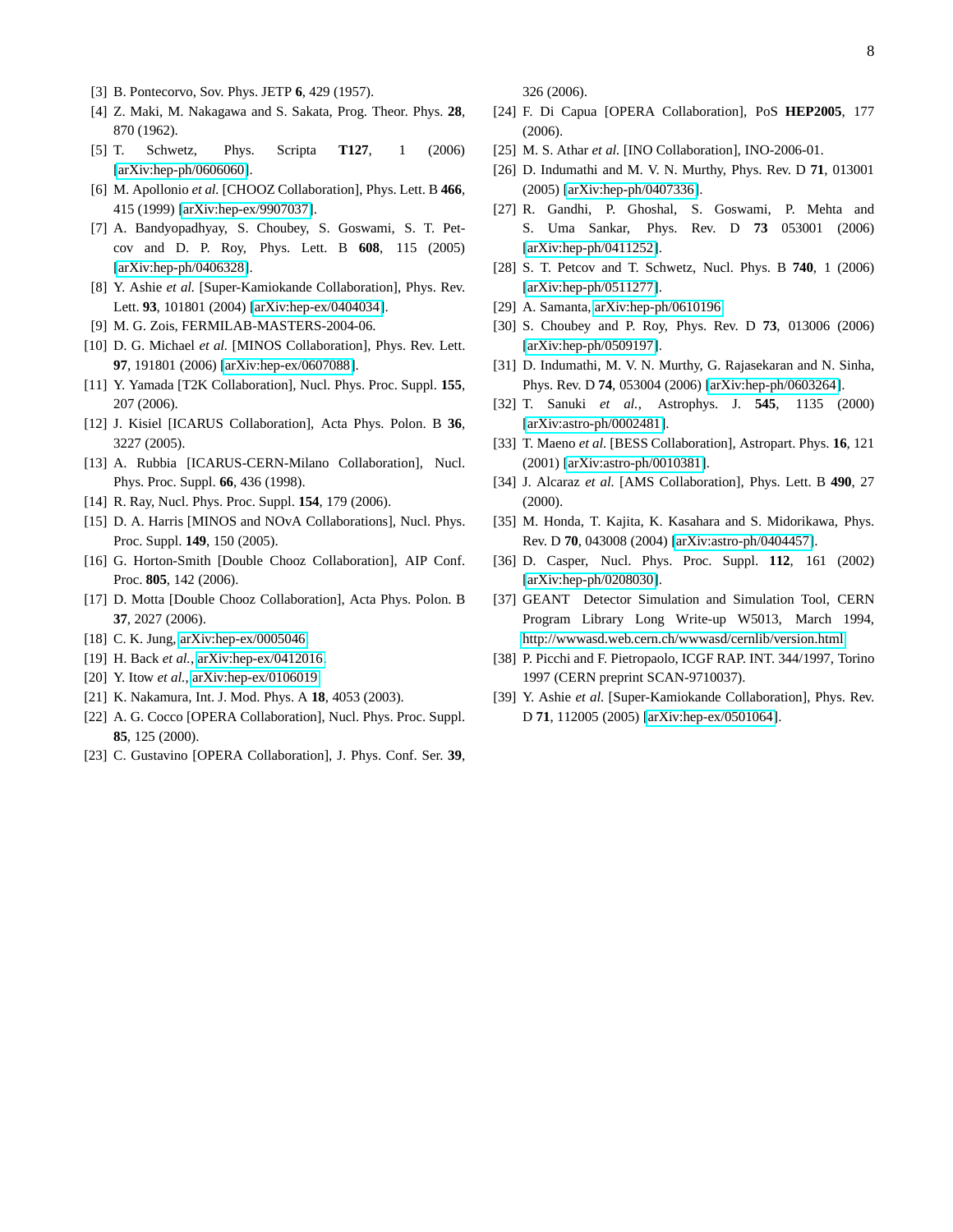[3] B. Pontecorvo, Sov. Phys. JETP **6**, 429 (1957).

[4] Z. Maki, M. Nakagawa and S. Sakata, Prog. Theor. Phys. **28**, 870 (1962).

[5] T. Schwetz, Phys. Scripta **T127**, 1 (2006) [arXiv:hep-ph/0606060].

[6] M. Apollonio *et al.* [CHOOZ Collaboration], Phys. Lett. B **466**, 415 (1999) [arXiv:hep-ex/9907037].

[7] A. Bandyopadhyay, S. Choubey, S. Goswami, S. T. Petcov and D. P. Roy, Phys. Lett. B **608**, 115 (2005) [arXiv:hep-ph/0406328].

[8] Y. Ashie *et al.* [Super-Kamiokande Collaboration], Phys. Rev. Lett. **93**, 101801 (2004) [arXiv:hep-ex/0404034].

[9] M. G. Zois, FERMILAB-MASTERS-2004-06.

[10] D. G. Michael *et al.* [MINOS Collaboration], Phys. Rev. Lett. **97**, 191801 (2006) [arXiv:hep-ex/0607088].

[11] Y. Yamada [T2K Collaboration], Nucl. Phys. Proc. Suppl. **155**, 207 (2006).

[12] J. Kisiel [ICARUS Collaboration], Acta Phys. Polon. B **36**, 3227 (2005).

[13] A. Rubbia [ICARUS-CERN-Milano Collaboration], Nucl. Phys. Proc. Suppl. **66**, 436 (1998).

[14] R. Ray, Nucl. Phys. Proc. Suppl. **154**, 179 (2006).

[15] D. A. Harris [MINOS and NOvA Collaborations], Nucl. Phys. Proc. Suppl. **149**, 150 (2005).

[16] G. Horton-Smith [Double Chooz Collaboration], AIP Conf. Proc. **805**, 142 (2006).

[17] D. Motta [Double Chooz Collaboration], Acta Phys. Polon. B **37**, 2027 (2006).

[18] C. K. Jung, arXiv:hep-ex/0005046.

[19] H. Back *et al.*, arXiv:hep-ex/0412016.

[20] Y. Itow *et al.*, arXiv:hep-ex/0106019.

[21] K. Nakamura, Int. J. Mod. Phys. A **18**, 4053 (2003).

[22] A. G. Cocco [OPERA Collaboration], Nucl. Phys. Proc. Suppl. **85**, 125 (2000).

[23] C. Gustavino [OPERA Collaboration], J. Phys. Conf. Ser. **39**, 326 (2006).

[24] F. Di Capua [OPERA Collaboration], PoS **HEP2005**, 177 (2006).

[25] M. S. Athar *et al.* [INO Collaboration], INO-2006-01.

[26] D. Indumathi and M. V. N. Murthy, Phys. Rev. D **71**, 013001 (2005) [arXiv:hep-ph/0407336].

[27] R. Gandhi, P. Ghoshal, S. Goswami, P. Mehta and S. Uma Sankar, Phys. Rev. D **73** 053001 (2006) [arXiv:hep-ph/0411252].

[28] S. T. Petcov and T. Schwetz, Nucl. Phys. B **740**, 1 (2006) [arXiv:hep-ph/0511277].

[29] A. Samanta, arXiv:hep-ph/0610196.

[30] S. Choubey and P. Roy, Phys. Rev. D **73**, 013006 (2006) [arXiv:hep-ph/0509197].

[31] D. Indumathi, M. V. N. Murthy, G. Rajasekaran and N. Sinha, Phys. Rev. D **74**, 053004 (2006) [arXiv:hep-ph/0603264].

[32] T. Sanuki *et al.*, Astrophys. J. **545**, 1135 (2000) [arXiv:astro-ph/0002481].

[33] T. Maeno *et al.* [BESS Collaboration], Astropart. Phys. **16**, 121 (2001) [arXiv:astro-ph/0010381].

[34] J. Alcaraz *et al.* [AMS Collaboration], Phys. Lett. B **490**, 27 (2000).

[35] M. Honda, T. Kajita, K. Kasahara and S. Midorikawa, Phys. Rev. D **70**, 043008 (2004) [arXiv:astro-ph/0404457].

[36] D. Casper, Nucl. Phys. Proc. Suppl. **112**, 161 (2002) [arXiv:hep-ph/0208030].

[37] GEANT Detector Simulation and Simulation Tool, CERN Program Library Long Write-up W5013, March 1994, http://wwwasd.web.cern.ch/wwwasd/cernlib/version.html

[38] P. Picchi and F. Pietropaolo, ICGF RAP. INT. 344/1997, Torino 1997 (CERN preprint SCAN-9710037).

[39] Y. Ashie *et al.* [Super-Kamiokande Collaboration], Phys. Rev. D **71**, 112005 (2005) [arXiv:hep-ex/0501064].